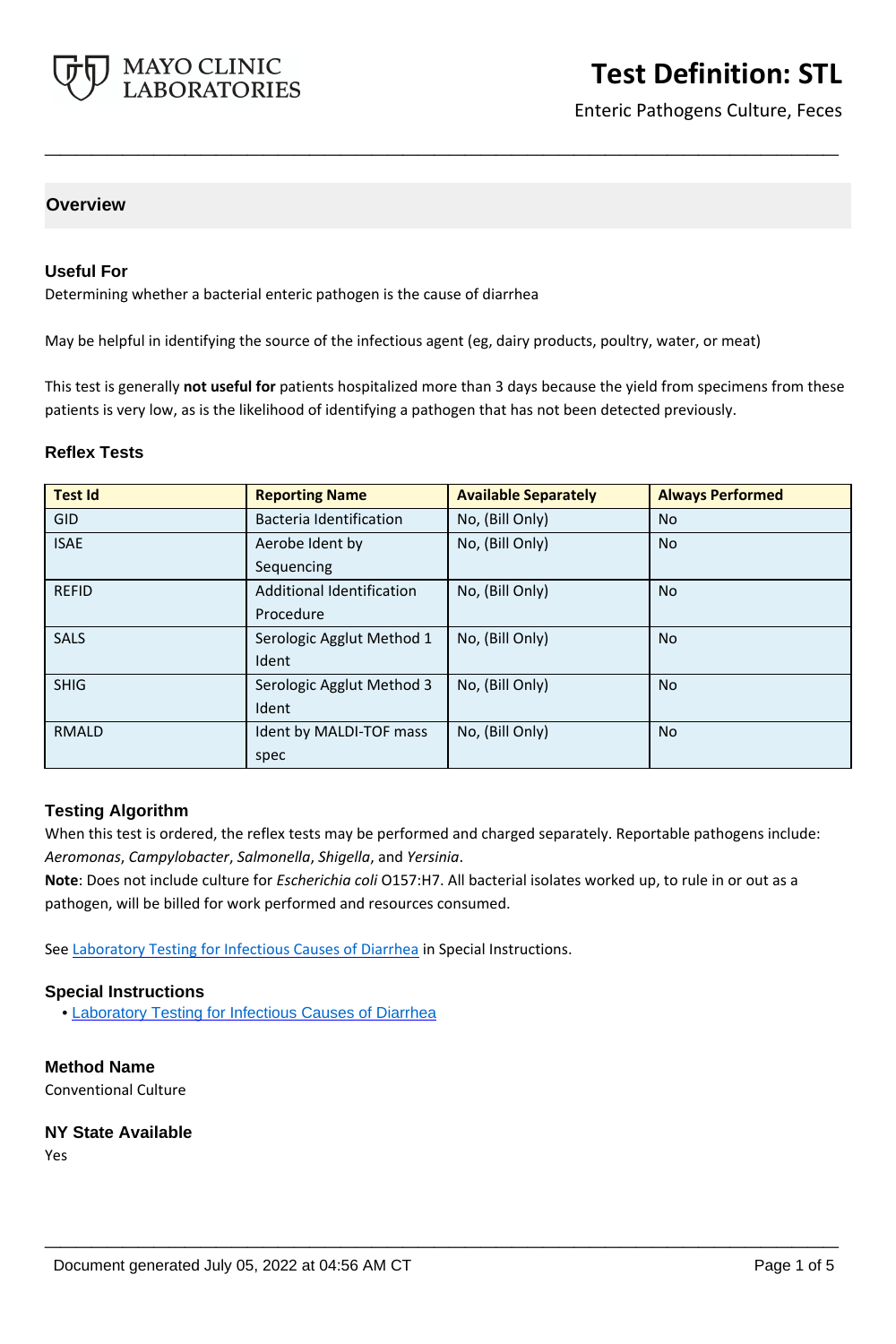# Test Definition: STL

Enteric Pathogens Culture, Feces

## Overview

### Useful For

Determining whether a bacterial enteric pathogen is the cause of diarrhea

May be helpful in identifying the source of the infectious agent (eg, dairy products, poultry, water, or meat)

This test is generally **not useful for** patients hospitalized more than 3 days because the yield from specimens from these patients is very low, as is the likelihood of identifying a pathogen that has not been detected previously.

### Reflex Tests

| Test Id | Reporting Name | Available Separately | Always Performed |
|---|---|---|---|
| GID | Bacteria Identification | No, (Bill Only) | No |
| ISAE | Aerobe Ident by Sequencing | No, (Bill Only) | No |
| REFID | Additional Identification Procedure | No, (Bill Only) | No |
| SALS | Serologic Agglut Method 1 Ident | No, (Bill Only) | No |
| SHIG | Serologic Agglut Method 3 Ident | No, (Bill Only) | No |
| RMALD | Ident by MALDI-TOF mass spec | No, (Bill Only) | No |

### Testing Algorithm

When this test is ordered, the reflex tests may be performed and charged separately. Reportable pathogens include: *Aeromonas*, *Campylobacter*, *Salmonella*, *Shigella*, and *Yersinia*.
**Note**: Does not include culture for *Escherichia coli* O157:H7. All bacterial isolates worked up, to rule in or out as a pathogen, will be billed for work performed and resources consumed.

See Laboratory Testing for Infectious Causes of Diarrhea in Special Instructions.

### Special Instructions

- Laboratory Testing for Infectious Causes of Diarrhea

### Method Name

Conventional Culture

### NY State Available

Yes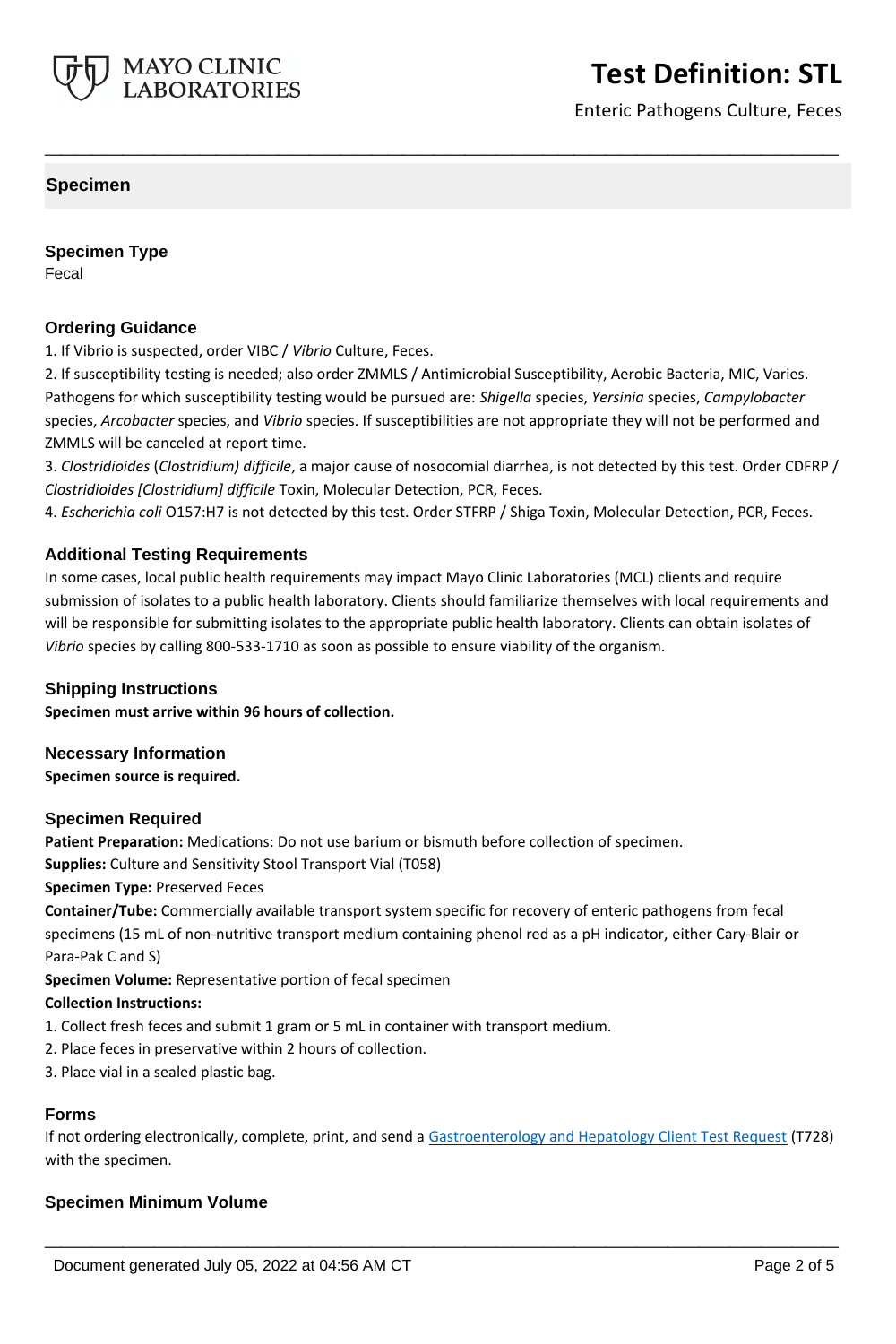## Specimen

### Specimen Type
Fecal

### Ordering Guidance
1. If Vibrio is suspected, order VIBC / *Vibrio* Culture, Feces.
2. If susceptibility testing is needed; also order ZMMLS / Antimicrobial Susceptibility, Aerobic Bacteria, MIC, Varies. Pathogens for which susceptibility testing would be pursued are: *Shigella* species, *Yersinia* species, *Campylobacter* species, *Arcobacter* species, and *Vibrio* species. If susceptibilities are not appropriate they will not be performed and ZMMLS will be canceled at report time.
3. *Clostridioides* (*Clostridium) difficile*, a major cause of nosocomial diarrhea, is not detected by this test. Order CDFRP / *Clostridioides [Clostridium] difficile* Toxin, Molecular Detection, PCR, Feces.
4. *Escherichia coli* O157:H7 is not detected by this test. Order STFRP / Shiga Toxin, Molecular Detection, PCR, Feces.

### Additional Testing Requirements
In some cases, local public health requirements may impact Mayo Clinic Laboratories (MCL) clients and require submission of isolates to a public health laboratory. Clients should familiarize themselves with local requirements and will be responsible for submitting isolates to the appropriate public health laboratory. Clients can obtain isolates of *Vibrio* species by calling 800-533-1710 as soon as possible to ensure viability of the organism.

### Shipping Instructions
**Specimen must arrive within 96 hours of collection.**

### Necessary Information
**Specimen source is required.**

### Specimen Required
**Patient Preparation:** Medications: Do not use barium or bismuth before collection of specimen.
**Supplies:** Culture and Sensitivity Stool Transport Vial (T058)
**Specimen Type:** Preserved Feces
**Container/Tube:** Commercially available transport system specific for recovery of enteric pathogens from fecal specimens (15 mL of non-nutritive transport medium containing phenol red as a pH indicator, either Cary-Blair or Para-Pak C and S)
**Specimen Volume:** Representative portion of fecal specimen
**Collection Instructions:**
1. Collect fresh feces and submit 1 gram or 5 mL in container with transport medium.
2. Place feces in preservative within 2 hours of collection.
3. Place vial in a sealed plastic bag.

### Forms
If not ordering electronically, complete, print, and send a Gastroenterology and Hepatology Client Test Request (T728) with the specimen.

### Specimen Minimum Volume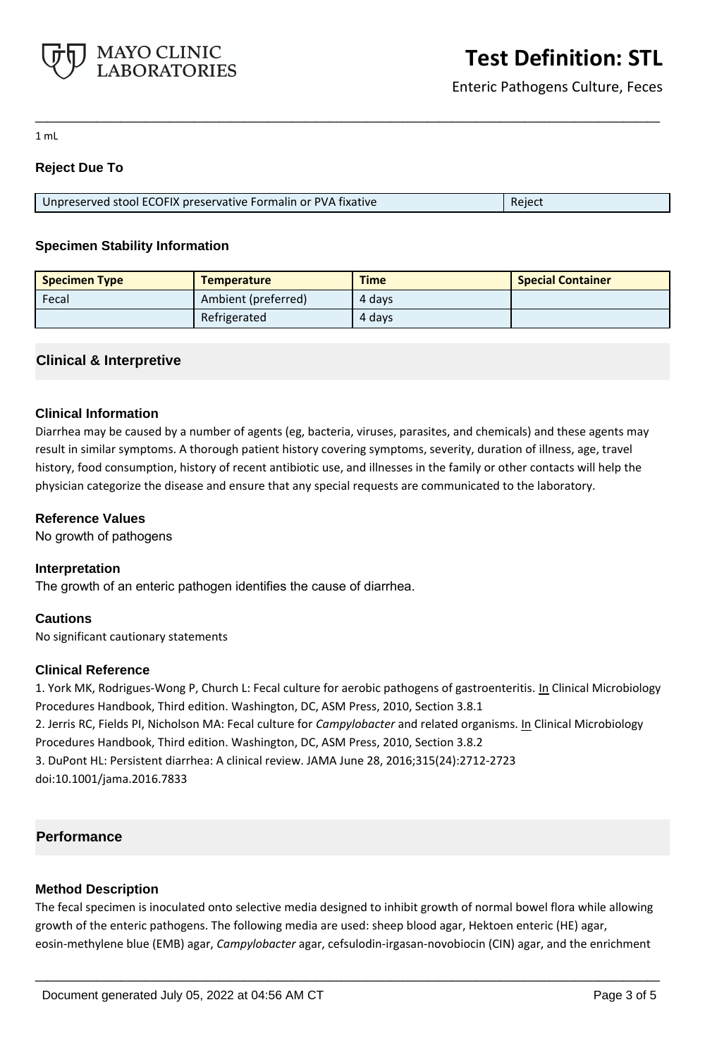1 mL

**Reject Due To**

| Unpreserved stool ECOFIX preservative Formalin or PVA fixative | Reject |
|---|---|

**Specimen Stability Information**

| Specimen Type | Temperature | Time | Special Container |
|---|---|---|---|
| Fecal | Ambient (preferred) | 4 days | |
| | Refrigerated | 4 days | |

## Clinical & Interpretive

**Clinical Information**

Diarrhea may be caused by a number of agents (eg, bacteria, viruses, parasites, and chemicals) and these agents may result in similar symptoms. A thorough patient history covering symptoms, severity, duration of illness, age, travel history, food consumption, history of recent antibiotic use, and illnesses in the family or other contacts will help the physician categorize the disease and ensure that any special requests are communicated to the laboratory.

**Reference Values**

No growth of pathogens

**Interpretation**

The growth of an enteric pathogen identifies the cause of diarrhea.

**Cautions**

No significant cautionary statements

**Clinical Reference**

1. York MK, Rodrigues-Wong P, Church L: Fecal culture for aerobic pathogens of gastroenteritis. In Clinical Microbiology Procedures Handbook, Third edition. Washington, DC, ASM Press, 2010, Section 3.8.1
2. Jerris RC, Fields PI, Nicholson MA: Fecal culture for *Campylobacter* and related organisms. In Clinical Microbiology Procedures Handbook, Third edition. Washington, DC, ASM Press, 2010, Section 3.8.2
3. DuPont HL: Persistent diarrhea: A clinical review. JAMA June 28, 2016;315(24):2712-2723 doi:10.1001/jama.2016.7833

## Performance

**Method Description**

The fecal specimen is inoculated onto selective media designed to inhibit growth of normal bowel flora while allowing growth of the enteric pathogens. The following media are used: sheep blood agar, Hektoen enteric (HE) agar, eosin-methylene blue (EMB) agar, *Campylobacter* agar, cefsulodin-irgasan-novobiocin (CIN) agar, and the enrichment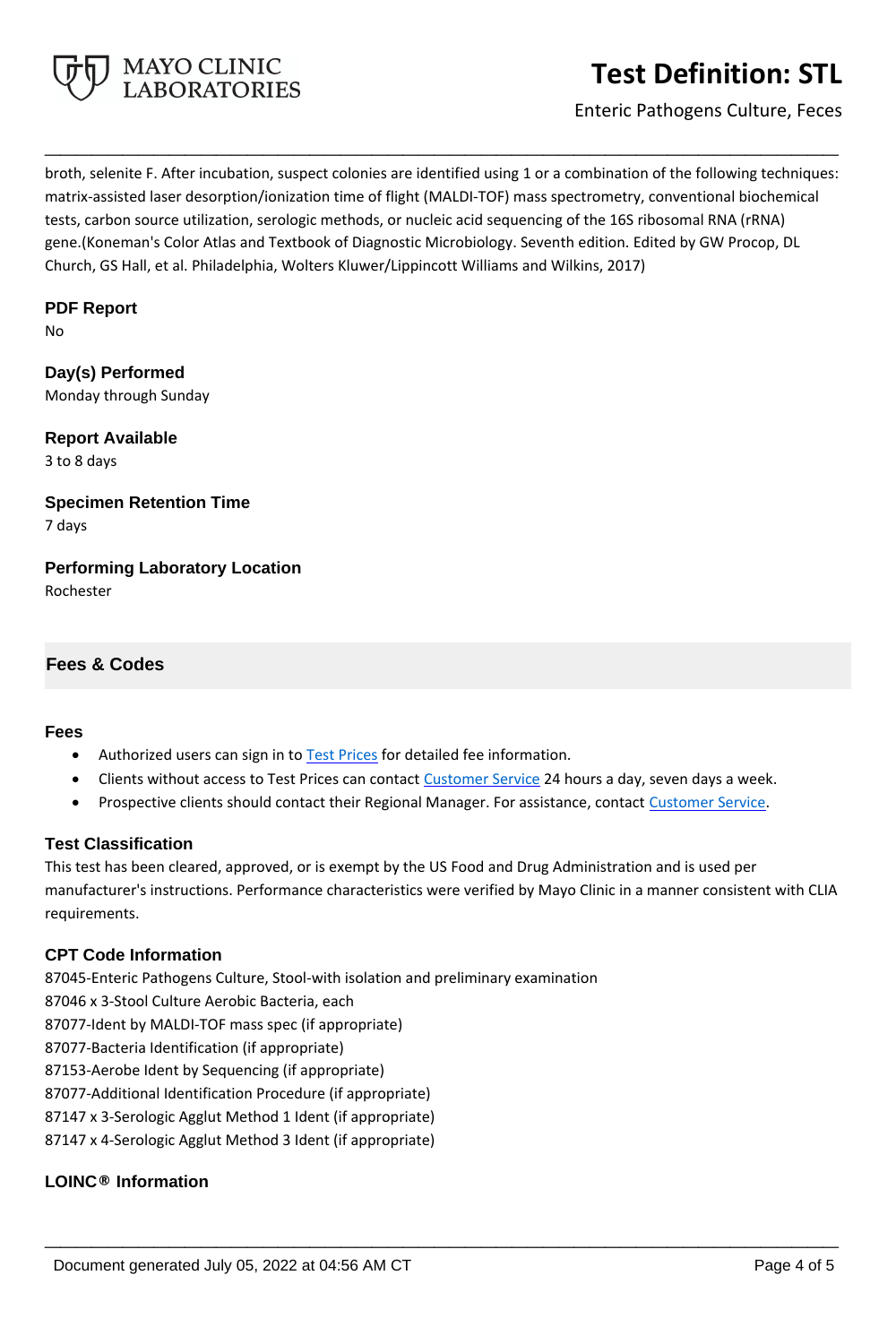broth, selenite F. After incubation, suspect colonies are identified using 1 or a combination of the following techniques: matrix-assisted laser desorption/ionization time of flight (MALDI-TOF) mass spectrometry, conventional biochemical tests, carbon source utilization, serologic methods, or nucleic acid sequencing of the 16S ribosomal RNA (rRNA) gene.(Koneman's Color Atlas and Textbook of Diagnostic Microbiology. Seventh edition. Edited by GW Procop, DL Church, GS Hall, et al. Philadelphia, Wolters Kluwer/Lippincott Williams and Wilkins, 2017)

### PDF Report
No

### Day(s) Performed
Monday through Sunday

### Report Available
3 to 8 days

### Specimen Retention Time
7 days

### Performing Laboratory Location
Rochester

## Fees & Codes

### Fees
- Authorized users can sign in to Test Prices for detailed fee information.
- Clients without access to Test Prices can contact Customer Service 24 hours a day, seven days a week.
- Prospective clients should contact their Regional Manager. For assistance, contact Customer Service.

### Test Classification
This test has been cleared, approved, or is exempt by the US Food and Drug Administration and is used per manufacturer's instructions. Performance characteristics were verified by Mayo Clinic in a manner consistent with CLIA requirements.

### CPT Code Information
87045-Enteric Pathogens Culture, Stool-with isolation and preliminary examination
87046 x 3-Stool Culture Aerobic Bacteria, each
87077-Ident by MALDI-TOF mass spec (if appropriate)
87077-Bacteria Identification (if appropriate)
87153-Aerobe Ident by Sequencing (if appropriate)
87077-Additional Identification Procedure (if appropriate)
87147 x 3-Serologic Agglut Method 1 Ident (if appropriate)
87147 x 4-Serologic Agglut Method 3 Ident (if appropriate)

### LOINC® Information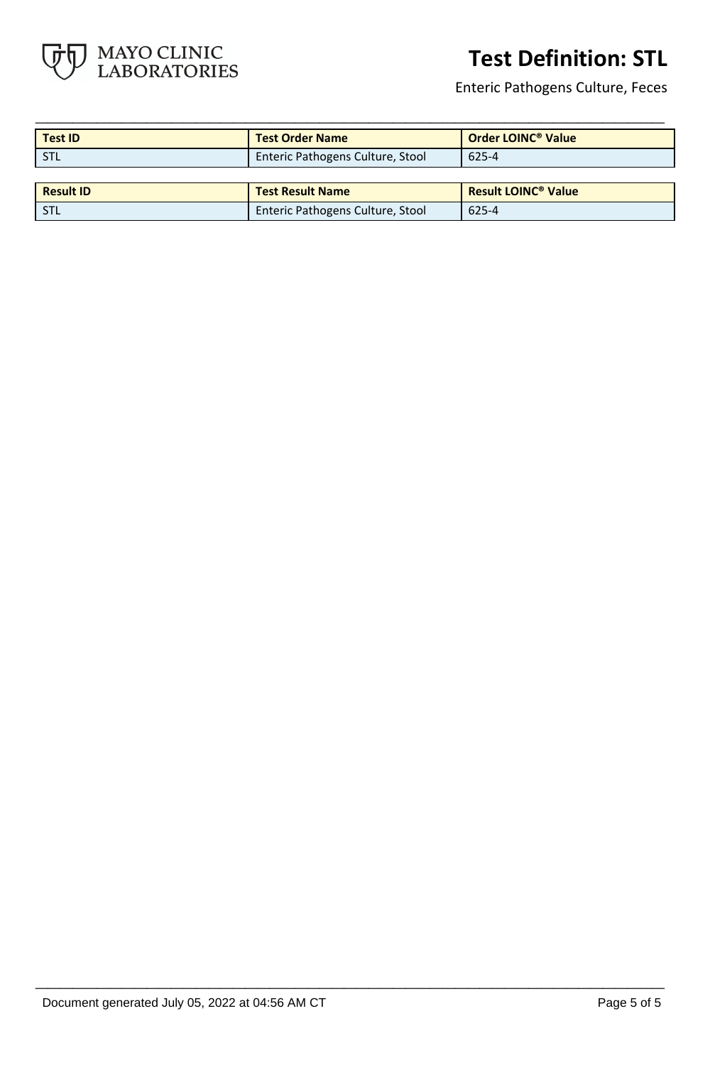| Test ID | Test Order Name | Order LOINC® Value |
| --- | --- | --- |
| STL | Enteric Pathogens Culture, Stool | 625-4 |

| Result ID | Test Result Name | Result LOINC® Value |
| --- | --- | --- |
| STL | Enteric Pathogens Culture, Stool | 625-4 |